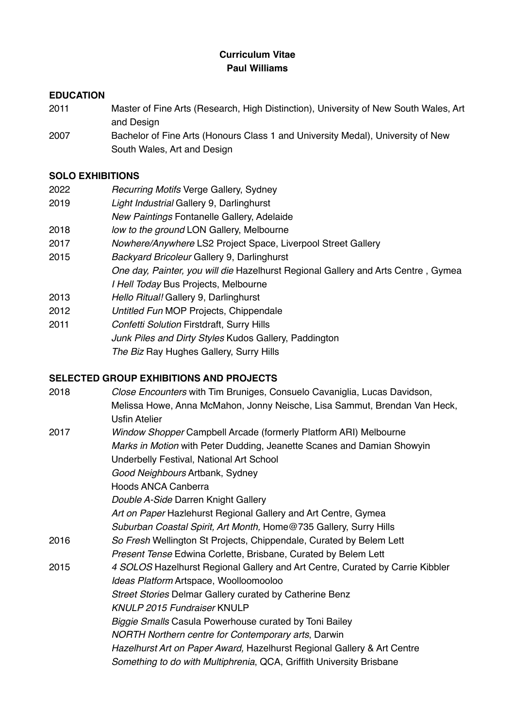# Curriculum Vitae
# Paul Williams

## EDUCATION

2011 Master of Fine Arts (Research, High Distinction), University of New South Wales, Art and Design

2007 Bachelor of Fine Arts (Honours Class 1 and University Medal), University of New South Wales, Art and Design

## SOLO EXHIBITIONS

2022 *Recurring Motifs* Verge Gallery, Sydney

2019 *Light Industrial* Gallery 9, Darlinghurst
*New Paintings* Fontanelle Gallery, Adelaide

2018 *low to the ground* LON Gallery, Melbourne

2017 *Nowhere/Anywhere* LS2 Project Space, Liverpool Street Gallery

2015 *Backyard Bricoleur* Gallery 9, Darlinghurst
*One day, Painter, you will die* Hazelhurst Regional Gallery and Arts Centre , Gymea
*I Hell Today* Bus Projects, Melbourne

2013 *Hello Ritual!* Gallery 9, Darlinghurst

2012 *Untitled Fun* MOP Projects, Chippendale

2011 *Confetti Solution* Firstdraft, Surry Hills
*Junk Piles and Dirty Styles* Kudos Gallery, Paddington
*The Biz* Ray Hughes Gallery, Surry Hills

## SELECTED GROUP EXHIBITIONS AND PROJECTS

2018 *Close Encounters* with Tim Bruniges, Consuelo Cavaniglia, Lucas Davidson, Melissa Howe, Anna McMahon, Jonny Neische, Lisa Sammut, Brendan Van Heck, Usfin Atelier

2017 *Window Shopper* Campbell Arcade (formerly Platform ARI) Melbourne
*Marks in Motion* with Peter Dudding, Jeanette Scanes and Damian Showyin
Underbelly Festival, National Art School
*Good Neighbours* Artbank, Sydney
Hoods ANCA Canberra
*Double A-Side* Darren Knight Gallery
*Art on Paper* Hazlehurst Regional Gallery and Art Centre, Gymea
*Suburban Coastal Spirit, Art Month,* Home@735 Gallery, Surry Hills

2016 *So Fresh* Wellington St Projects, Chippendale, Curated by Belem Lett
*Present Tense* Edwina Corlette, Brisbane, Curated by Belem Lett

2015 *4 SOLOS* Hazelhurst Regional Gallery and Art Centre, Curated by Carrie Kibbler
*Ideas Platform* Artspace, Woolloomooloo
*Street Stories* Delmar Gallery curated by Catherine Benz
*KNULP 2015 Fundraiser* KNULP
*Biggie Smalls* Casula Powerhouse curated by Toni Bailey
*NORTH Northern centre for Contemporary arts*, Darwin
*Hazelhurst Art on Paper Award,* Hazelhurst Regional Gallery & Art Centre
*Something to do with Multiphrenia*, QCA, Griffith University Brisbane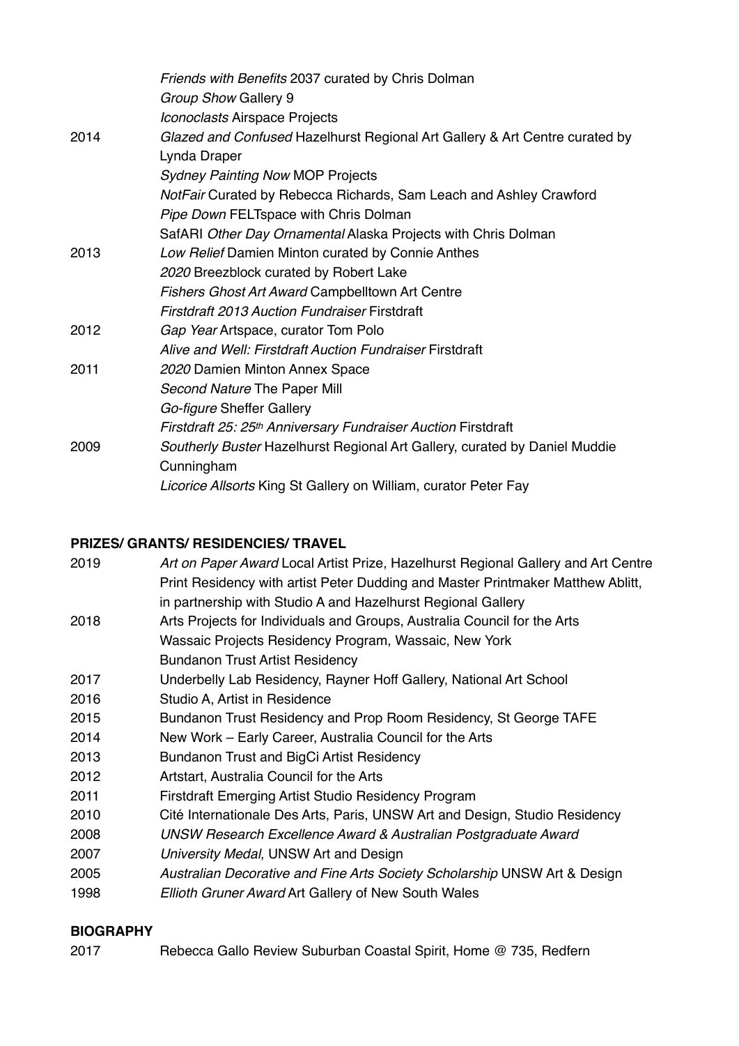| | |
|---|---|
| | *Friends with Benefits* 2037 curated by Chris Dolman |
| | *Group Show* Gallery 9 |
| | *Iconoclasts* Airspace Projects |
| 2014 | *Glazed and Confused* Hazelhurst Regional Art Gallery & Art Centre curated by Lynda Draper |
| | *Sydney Painting Now* MOP Projects |
| | *NotFair* Curated by Rebecca Richards, Sam Leach and Ashley Crawford |
| | *Pipe Down* FELTspace with Chris Dolman |
| | SafARI *Other Day Ornamental* Alaska Projects with Chris Dolman |
| 2013 | *Low Relief* Damien Minton curated by Connie Anthes |
| | *2020* Breezblock curated by Robert Lake |
| | *Fishers Ghost Art Award* Campbelltown Art Centre |
| | *Firstdraft 2013 Auction Fundraiser* Firstdraft |
| 2012 | *Gap Year* Artspace, curator Tom Polo |
| | *Alive and Well: Firstdraft Auction Fundraiser* Firstdraft |
| 2011 | *2020* Damien Minton Annex Space |
| | *Second Nature* The Paper Mill |
| | *Go-figure* Sheffer Gallery |
| | *Firstdraft 25: 25th Anniversary Fundraiser Auction* Firstdraft |
| 2009 | *Southerly Buster* Hazelhurst Regional Art Gallery, curated by Daniel Muddie Cunningham |
| | *Licorice Allsorts* King St Gallery on William, curator Peter Fay |

**PRIZES/ GRANTS/ RESIDENCIES/ TRAVEL**

| | |
|---|---|
| 2019 | *Art on Paper Award* Local Artist Prize, Hazelhurst Regional Gallery and Art Centre |
| | Print Residency with artist Peter Dudding and Master Printmaker Matthew Ablitt, in partnership with Studio A and Hazelhurst Regional Gallery |
| 2018 | Arts Projects for Individuals and Groups, Australia Council for the Arts |
| | Wassaic Projects Residency Program, Wassaic, New York |
| | Bundanon Trust Artist Residency |
| 2017 | Underbelly Lab Residency, Rayner Hoff Gallery, National Art School |
| 2016 | Studio A, Artist in Residence |
| 2015 | Bundanon Trust Residency and Prop Room Residency, St George TAFE |
| 2014 | New Work – Early Career, Australia Council for the Arts |
| 2013 | Bundanon Trust and BigCi Artist Residency |
| 2012 | Artstart, Australia Council for the Arts |
| 2011 | Firstdraft Emerging Artist Studio Residency Program |
| 2010 | Cité Internationale Des Arts, Paris, UNSW Art and Design, Studio Residency |
| 2008 | *UNSW Research Excellence Award & Australian Postgraduate Award* |
| 2007 | *University Medal*, UNSW Art and Design |
| 2005 | *Australian Decorative and Fine Arts Society Scholarship* UNSW Art & Design |
| 1998 | *Ellioth Gruner Award* Art Gallery of New South Wales |

**BIOGRAPHY**

| | |
|---|---|
| 2017 | Rebecca Gallo Review Suburban Coastal Spirit, Home @ 735, Redfern |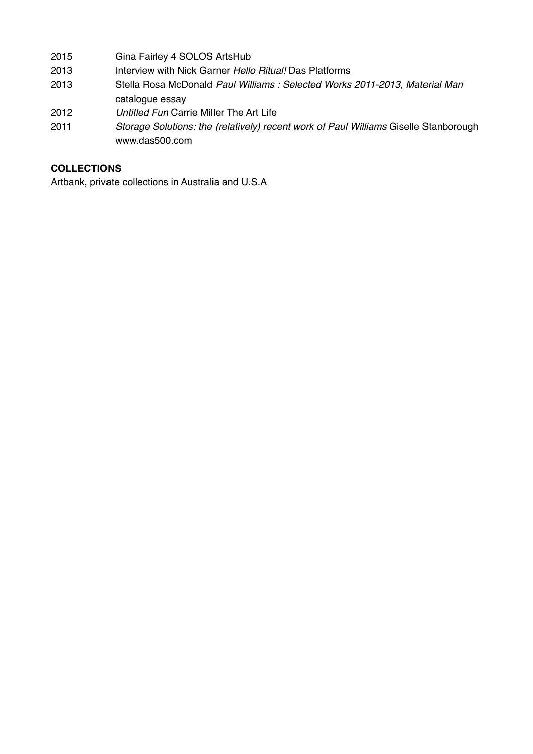2015 Gina Fairley 4 SOLOS ArtsHub

2013 Interview with Nick Garner *Hello Ritual!* Das Platforms

2013 Stella Rosa McDonald *Paul Williams : Selected Works 2011-2013*, *Material Man* catalogue essay

2012 *Untitled Fun* Carrie Miller The Art Life

2011 *Storage Solutions: the (relatively) recent work of Paul Williams* Giselle Stanborough www.das500.com

**COLLECTIONS**

Artbank, private collections in Australia and U.S.A